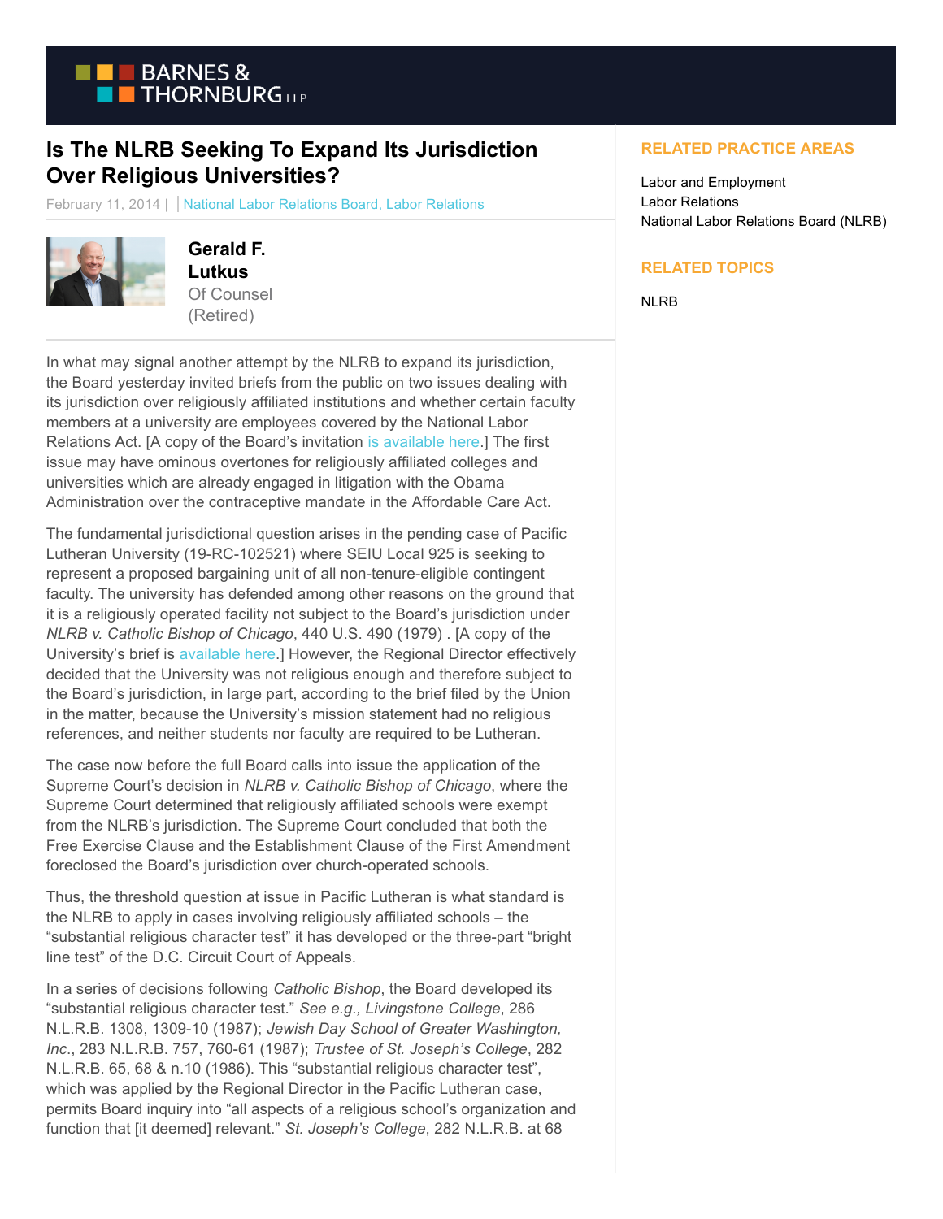BARNES & THORNBURG LLP

# Is The NLRB Seeking To Expand Its Jurisdiction Over Religious Universities?

February 11, 2014 | National Labor Relations Board, Labor Relations

**Gerald F. Lutkus**
Of Counsel (Retired)

In what may signal another attempt by the NLRB to expand its jurisdiction, the Board yesterday invited briefs from the public on two issues dealing with its jurisdiction over religiously affiliated institutions and whether certain faculty members at a university are employees covered by the National Labor Relations Act. [A copy of the Board's invitation is available here.] The first issue may have ominous overtones for religiously affiliated colleges and universities which are already engaged in litigation with the Obama Administration over the contraceptive mandate in the Affordable Care Act.

The fundamental jurisdictional question arises in the pending case of Pacific Lutheran University (19-RC-102521) where SEIU Local 925 is seeking to represent a proposed bargaining unit of all non-tenure-eligible contingent faculty. The university has defended among other reasons on the ground that it is a religiously operated facility not subject to the Board's jurisdiction under *NLRB v. Catholic Bishop of Chicago*, 440 U.S. 490 (1979) . [A copy of the University's brief is available here.] However, the Regional Director effectively decided that the University was not religious enough and therefore subject to the Board's jurisdiction, in large part, according to the brief filed by the Union in the matter, because the University's mission statement had no religious references, and neither students nor faculty are required to be Lutheran.

The case now before the full Board calls into issue the application of the Supreme Court's decision in *NLRB v. Catholic Bishop of Chicago*, where the Supreme Court determined that religiously affiliated schools were exempt from the NLRB's jurisdiction. The Supreme Court concluded that both the Free Exercise Clause and the Establishment Clause of the First Amendment foreclosed the Board's jurisdiction over church-operated schools.

Thus, the threshold question at issue in Pacific Lutheran is what standard is the NLRB to apply in cases involving religiously affiliated schools – the "substantial religious character test" it has developed or the three-part "bright line test" of the D.C. Circuit Court of Appeals.

In a series of decisions following *Catholic Bishop*, the Board developed its "substantial religious character test." *See e.g., Livingstone College*, 286 N.L.R.B. 1308, 1309-10 (1987); *Jewish Day School of Greater Washington, Inc.*, 283 N.L.R.B. 757, 760-61 (1987); *Trustee of St. Joseph's College*, 282 N.L.R.B. 65, 68 & n.10 (1986). This "substantial religious character test", which was applied by the Regional Director in the Pacific Lutheran case, permits Board inquiry into "all aspects of a religious school's organization and function that [it deemed] relevant." *St. Joseph's College*, 282 N.L.R.B. at 68

## RELATED PRACTICE AREAS

Labor and Employment
Labor Relations
National Labor Relations Board (NLRB)

## RELATED TOPICS

NLRB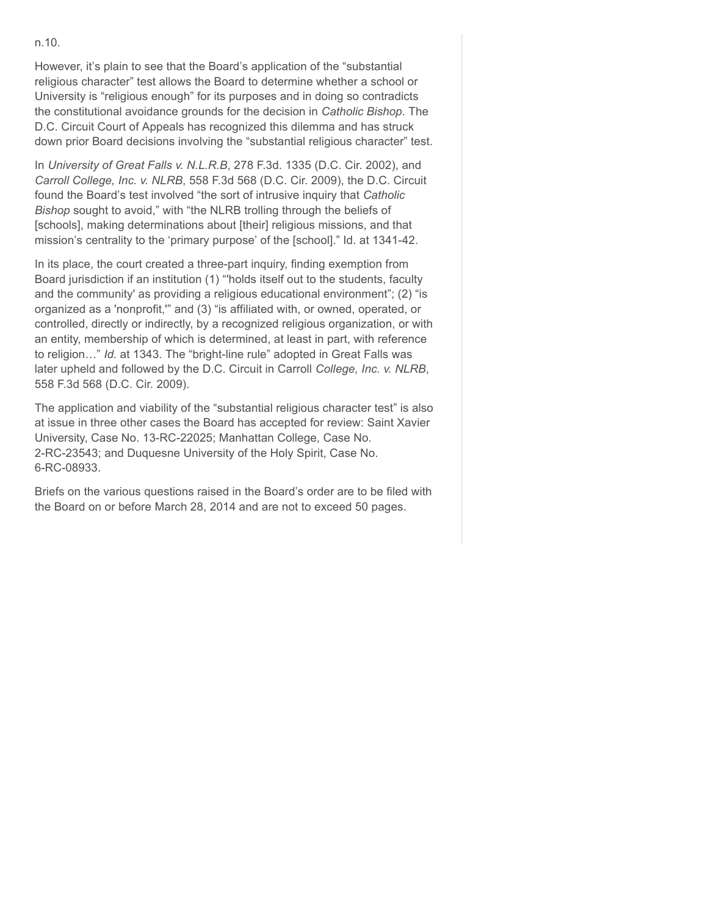n.10.

However, it's plain to see that the Board's application of the "substantial religious character" test allows the Board to determine whether a school or University is "religious enough" for its purposes and in doing so contradicts the constitutional avoidance grounds for the decision in *Catholic Bishop*. The D.C. Circuit Court of Appeals has recognized this dilemma and has struck down prior Board decisions involving the "substantial religious character" test.

In *University of Great Falls v. N.L.R.B*, 278 F.3d. 1335 (D.C. Cir. 2002), and *Carroll College, Inc. v. NLRB*, 558 F.3d 568 (D.C. Cir. 2009), the D.C. Circuit found the Board's test involved "the sort of intrusive inquiry that *Catholic Bishop* sought to avoid," with "the NLRB trolling through the beliefs of [schools], making determinations about [their] religious missions, and that mission's centrality to the 'primary purpose' of the [school]." Id. at 1341-42.

In its place, the court created a three-part inquiry, finding exemption from Board jurisdiction if an institution (1) "'holds itself out to the students, faculty and the community' as providing a religious educational environment"; (2) "is organized as a 'nonprofit,'" and (3) "is affiliated with, or owned, operated, or controlled, directly or indirectly, by a recognized religious organization, or with an entity, membership of which is determined, at least in part, with reference to religion…" *Id.* at 1343. The "bright-line rule" adopted in Great Falls was later upheld and followed by the D.C. Circuit in Carroll *College, Inc. v. NLRB*, 558 F.3d 568 (D.C. Cir. 2009).

The application and viability of the "substantial religious character test" is also at issue in three other cases the Board has accepted for review: Saint Xavier University, Case No. 13-RC-22025; Manhattan College, Case No. 2-RC-23543; and Duquesne University of the Holy Spirit, Case No. 6-RC-08933.

Briefs on the various questions raised in the Board's order are to be filed with the Board on or before March 28, 2014 and are not to exceed 50 pages.